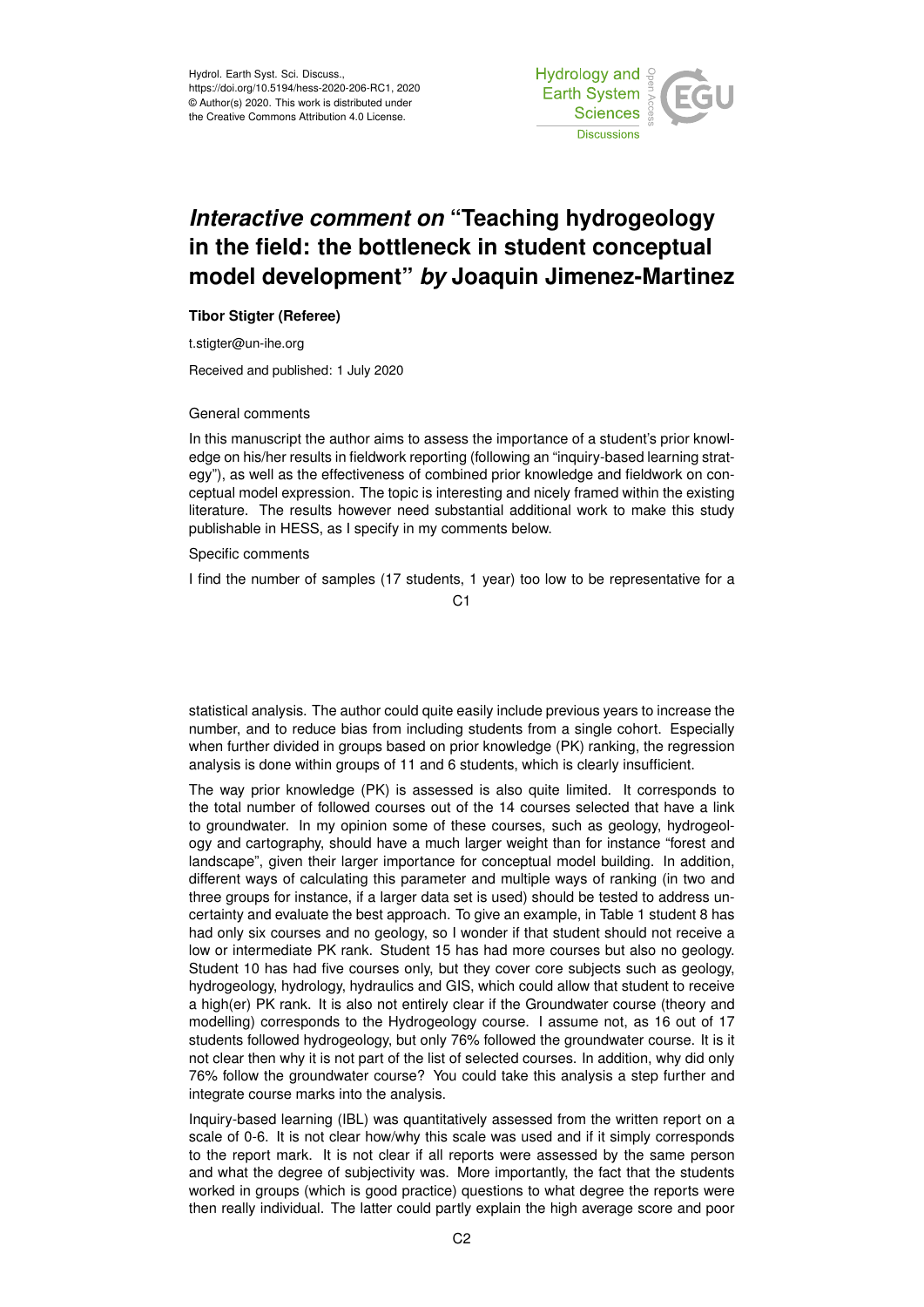Hydrol. Earth Syst. Sci. Discuss.,
https://doi.org/10.5194/hess-2020-206-RC1, 2020
© Author(s) 2020. This work is distributed under
the Creative Commons Attribution 4.0 License.

# *Interactive comment on* "Teaching hydrogeology in the field: the bottleneck in student conceptual model development" *by* Joaquin Jimenez-Martinez

**Tibor Stigter (Referee)**

t.stigter@un-ihe.org

Received and published: 1 July 2020

General comments

In this manuscript the author aims to assess the importance of a student's prior knowledge on his/her results in fieldwork reporting (following an "inquiry-based learning strategy"), as well as the effectiveness of combined prior knowledge and fieldwork on conceptual model expression. The topic is interesting and nicely framed within the existing literature. The results however need substantial additional work to make this study publishable in HESS, as I specify in my comments below.

Specific comments

I find the number of samples (17 students, 1 year) too low to be representative for a statistical analysis. The author could quite easily include previous years to increase the number, and to reduce bias from including students from a single cohort. Especially when further divided in groups based on prior knowledge (PK) ranking, the regression analysis is done within groups of 11 and 6 students, which is clearly insufficient.

The way prior knowledge (PK) is assessed is also quite limited. It corresponds to the total number of followed courses out of the 14 courses selected that have a link to groundwater. In my opinion some of these courses, such as geology, hydrogeology and cartography, should have a much larger weight than for instance "forest and landscape", given their larger importance for conceptual model building. In addition, different ways of calculating this parameter and multiple ways of ranking (in two and three groups for instance, if a larger data set is used) should be tested to address uncertainty and evaluate the best approach. To give an example, in Table 1 student 8 has had only six courses and no geology, so I wonder if that student should not receive a low or intermediate PK rank. Student 15 has had more courses but also no geology. Student 10 has had five courses only, but they cover core subjects such as geology, hydrogeology, hydrology, hydraulics and GIS, which could allow that student to receive a high(er) PK rank. It is also not entirely clear if the Groundwater course (theory and modelling) corresponds to the Hydrogeology course. I assume not, as 16 out of 17 students followed hydrogeology, but only 76% followed the groundwater course. It is it not clear then why it is not part of the list of selected courses. In addition, why did only 76% follow the groundwater course? You could take this analysis a step further and integrate course marks into the analysis.

Inquiry-based learning (IBL) was quantitatively assessed from the written report on a scale of 0-6. It is not clear how/why this scale was used and if it simply corresponds to the report mark. It is not clear if all reports were assessed by the same person and what the degree of subjectivity was. More importantly, the fact that the students worked in groups (which is good practice) questions to what degree the reports were then really individual. The latter could partly explain the high average score and poor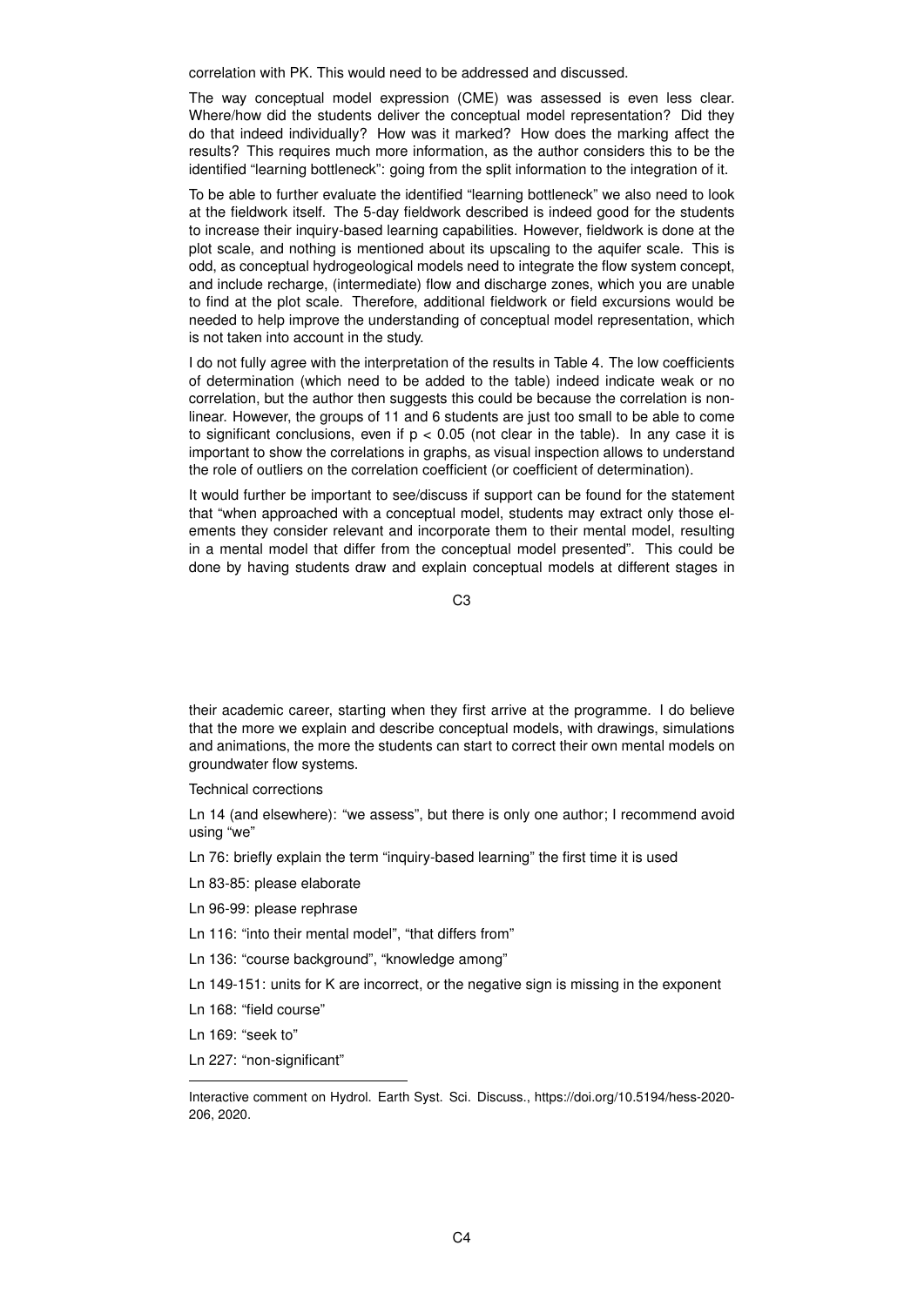correlation with PK. This would need to be addressed and discussed.

The way conceptual model expression (CME) was assessed is even less clear. Where/how did the students deliver the conceptual model representation? Did they do that indeed individually? How was it marked? How does the marking affect the results? This requires much more information, as the author considers this to be the identified "learning bottleneck": going from the split information to the integration of it.

To be able to further evaluate the identified "learning bottleneck" we also need to look at the fieldwork itself. The 5-day fieldwork described is indeed good for the students to increase their inquiry-based learning capabilities. However, fieldwork is done at the plot scale, and nothing is mentioned about its upscaling to the aquifer scale. This is odd, as conceptual hydrogeological models need to integrate the flow system concept, and include recharge, (intermediate) flow and discharge zones, which you are unable to find at the plot scale. Therefore, additional fieldwork or field excursions would be needed to help improve the understanding of conceptual model representation, which is not taken into account in the study.

I do not fully agree with the interpretation of the results in Table 4. The low coefficients of determination (which need to be added to the table) indeed indicate weak or no correlation, but the author then suggests this could be because the correlation is non-linear. However, the groups of 11 and 6 students are just too small to be able to come to significant conclusions, even if $p < 0.05$ (not clear in the table). In any case it is important to show the correlations in graphs, as visual inspection allows to understand the role of outliers on the correlation coefficient (or coefficient of determination).

It would further be important to see/discuss if support can be found for the statement that "when approached with a conceptual model, students may extract only those elements they consider relevant and incorporate them to their mental model, resulting in a mental model that differ from the conceptual model presented". This could be done by having students draw and explain conceptual models at different stages in their academic career, starting when they first arrive at the programme. I do believe that the more we explain and describe conceptual models, with drawings, simulations and animations, the more the students can start to correct their own mental models on groundwater flow systems.

Technical corrections

Ln 14 (and elsewhere): "we assess", but there is only one author; I recommend avoid using "we"

Ln 76: briefly explain the term "inquiry-based learning" the first time it is used

Ln 83-85: please elaborate

Ln 96-99: please rephrase

Ln 116: "into their mental model", "that differs from"

Ln 136: "course background", "knowledge among"

Ln 149-151: units for K are incorrect, or the negative sign is missing in the exponent

Ln 168: "field course"

Ln 169: "seek to"

Ln 227: "non-significant"

---

Interactive comment on Hydrol. Earth Syst. Sci. Discuss., https://doi.org/10.5194/hess-2020-206, 2020.